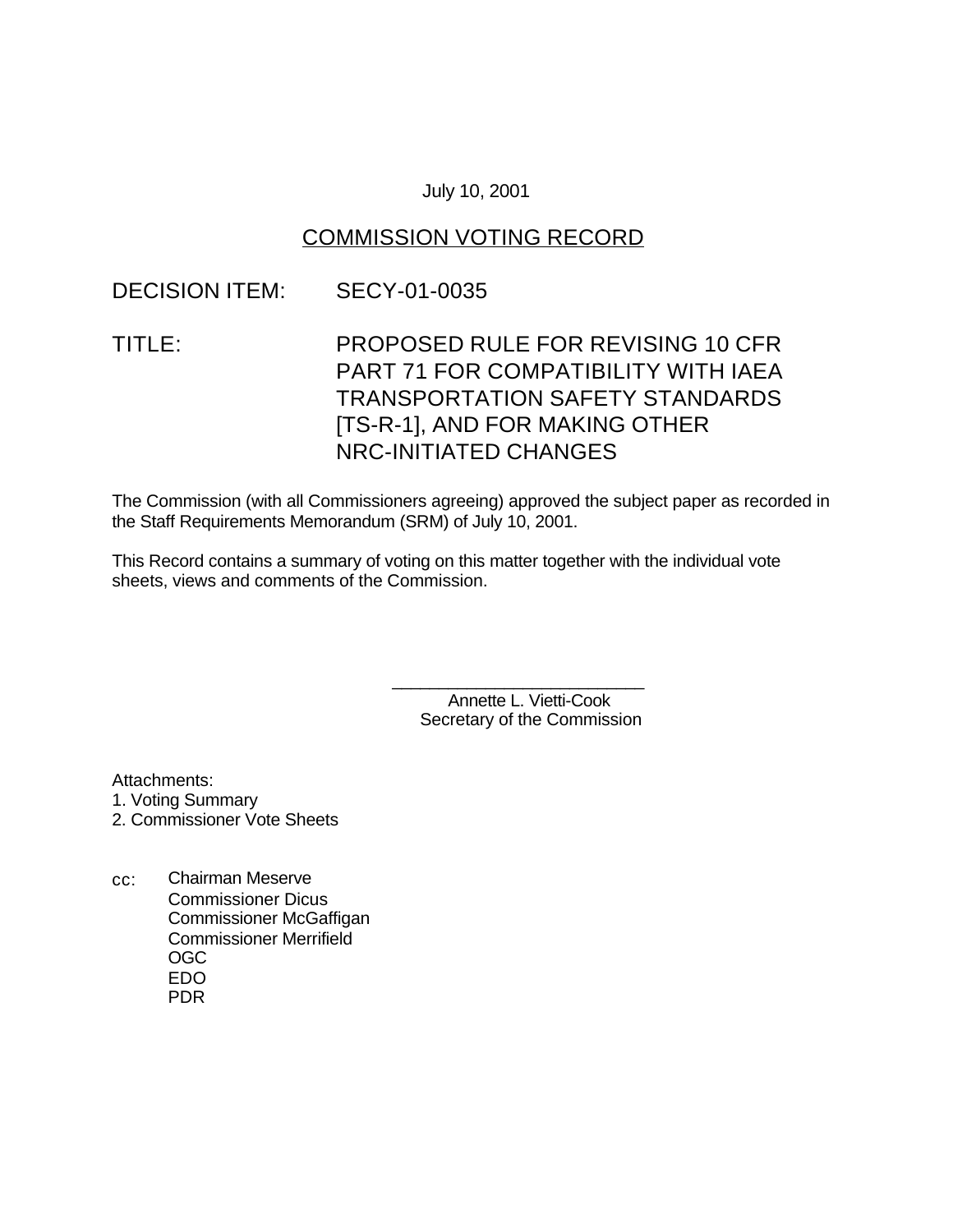July 10, 2001

## COMMISSION VOTING RECORD

DECISION ITEM: SECY-01-0035

TITLE: PROPOSED RULE FOR REVISING 10 CFR PART 71 FOR COMPATIBILITY WITH IAEA TRANSPORTATION SAFETY STANDARDS [TS-R-1], AND FOR MAKING OTHER NRC-INITIATED CHANGES

The Commission (with all Commissioners agreeing) approved the subject paper as recorded in the Staff Requirements Memorandum (SRM) of July 10, 2001.

This Record contains a summary of voting on this matter together with the individual vote sheets, views and comments of the Commission.

\_\_\_\_\_\_\_\_\_\_\_\_\_\_\_\_\_\_\_\_\_\_\_\_\_\_\_
Annette L. Vietti-Cook
Secretary of the Commission

Attachments:
1. Voting Summary
2. Commissioner Vote Sheets

cc: Chairman Meserve
Commissioner Dicus
Commissioner McGaffigan
Commissioner Merrifield
OGC
EDO
PDR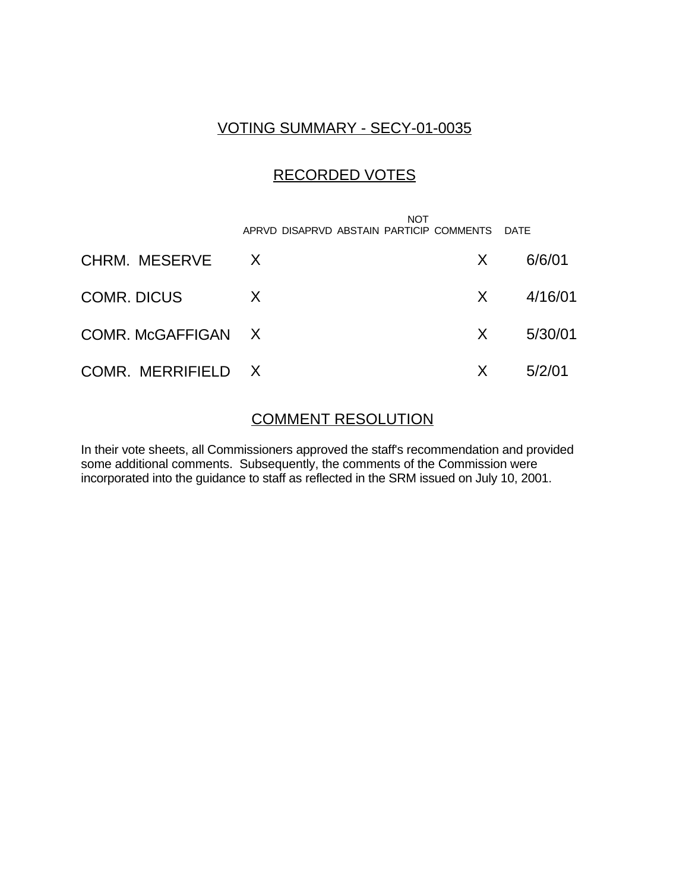## VOTING SUMMARY - SECY-01-0035

## RECORDED VOTES

| | APRVD | DISAPRVD | ABSTAIN | NOT PARTICIP | COMMENTS | DATE |
|---|---|---|---|---|---|---|
| CHRM. MESERVE | X | | | | X | 6/6/01 |
| COMR. DICUS | X | | | | X | 4/16/01 |
| COMR. McGAFFIGAN | X | | | | X | 5/30/01 |
| COMR. MERRIFIELD | X | | | | X | 5/2/01 |

## COMMENT RESOLUTION

In their vote sheets, all Commissioners approved the staff's recommendation and provided some additional comments. Subsequently, the comments of the Commission were incorporated into the guidance to staff as reflected in the SRM issued on July 10, 2001.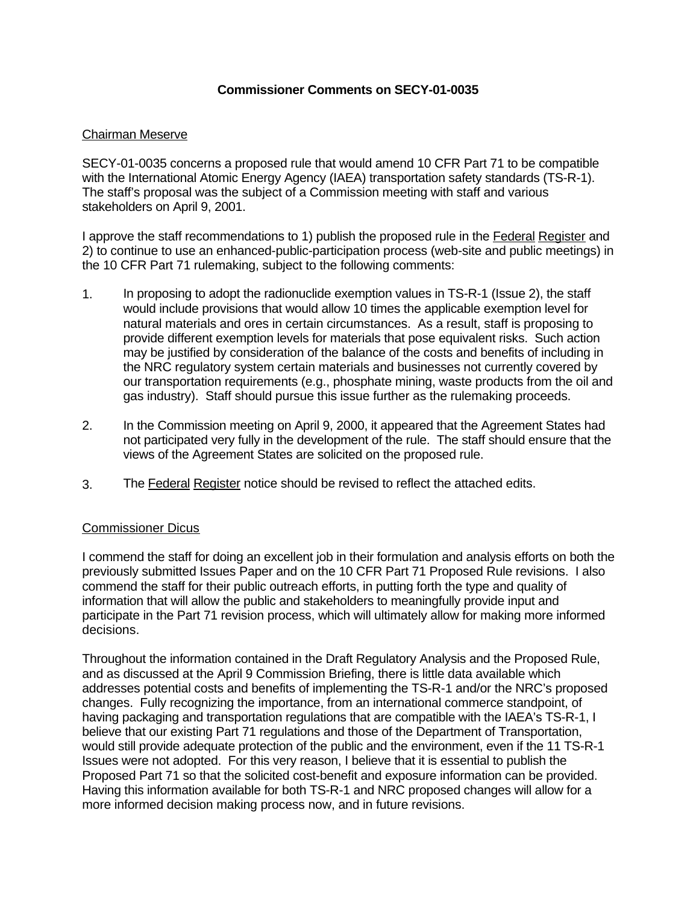# Commissioner Comments on SECY-01-0035

Chairman Meserve

SECY-01-0035 concerns a proposed rule that would amend 10 CFR Part 71 to be compatible with the International Atomic Energy Agency (IAEA) transportation safety standards (TS-R-1). The staff's proposal was the subject of a Commission meeting with staff and various stakeholders on April 9, 2001.

I approve the staff recommendations to 1) publish the proposed rule in the Federal Register and 2) to continue to use an enhanced-public-participation process (web-site and public meetings) in the 10 CFR Part 71 rulemaking, subject to the following comments:

1. In proposing to adopt the radionuclide exemption values in TS-R-1 (Issue 2), the staff would include provisions that would allow 10 times the applicable exemption level for natural materials and ores in certain circumstances. As a result, staff is proposing to provide different exemption levels for materials that pose equivalent risks. Such action may be justified by consideration of the balance of the costs and benefits of including in the NRC regulatory system certain materials and businesses not currently covered by our transportation requirements (e.g., phosphate mining, waste products from the oil and gas industry). Staff should pursue this issue further as the rulemaking proceeds.

2. In the Commission meeting on April 9, 2000, it appeared that the Agreement States had not participated very fully in the development of the rule. The staff should ensure that the views of the Agreement States are solicited on the proposed rule.

3. The Federal Register notice should be revised to reflect the attached edits.

Commissioner Dicus

I commend the staff for doing an excellent job in their formulation and analysis efforts on both the previously submitted Issues Paper and on the 10 CFR Part 71 Proposed Rule revisions. I also commend the staff for their public outreach efforts, in putting forth the type and quality of information that will allow the public and stakeholders to meaningfully provide input and participate in the Part 71 revision process, which will ultimately allow for making more informed decisions.

Throughout the information contained in the Draft Regulatory Analysis and the Proposed Rule, and as discussed at the April 9 Commission Briefing, there is little data available which addresses potential costs and benefits of implementing the TS-R-1 and/or the NRC's proposed changes. Fully recognizing the importance, from an international commerce standpoint, of having packaging and transportation regulations that are compatible with the IAEA's TS-R-1, I believe that our existing Part 71 regulations and those of the Department of Transportation, would still provide adequate protection of the public and the environment, even if the 11 TS-R-1 Issues were not adopted. For this very reason, I believe that it is essential to publish the Proposed Part 71 so that the solicited cost-benefit and exposure information can be provided. Having this information available for both TS-R-1 and NRC proposed changes will allow for a more informed decision making process now, and in future revisions.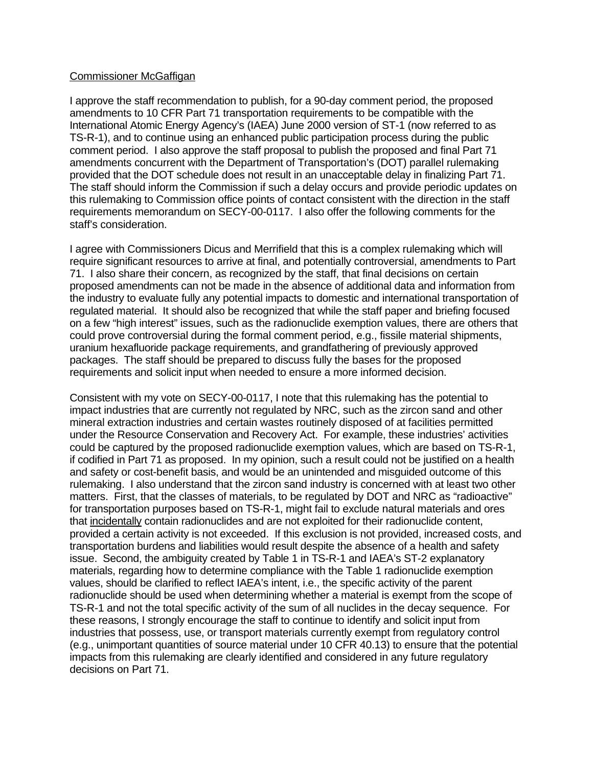Commissioner McGaffigan

I approve the staff recommendation to publish, for a 90-day comment period, the proposed amendments to 10 CFR Part 71 transportation requirements to be compatible with the International Atomic Energy Agency's (IAEA) June 2000 version of ST-1 (now referred to as TS-R-1), and to continue using an enhanced public participation process during the public comment period. I also approve the staff proposal to publish the proposed and final Part 71 amendments concurrent with the Department of Transportation's (DOT) parallel rulemaking provided that the DOT schedule does not result in an unacceptable delay in finalizing Part 71. The staff should inform the Commission if such a delay occurs and provide periodic updates on this rulemaking to Commission office points of contact consistent with the direction in the staff requirements memorandum on SECY-00-0117. I also offer the following comments for the staff's consideration.

I agree with Commissioners Dicus and Merrifield that this is a complex rulemaking which will require significant resources to arrive at final, and potentially controversial, amendments to Part 71. I also share their concern, as recognized by the staff, that final decisions on certain proposed amendments can not be made in the absence of additional data and information from the industry to evaluate fully any potential impacts to domestic and international transportation of regulated material. It should also be recognized that while the staff paper and briefing focused on a few "high interest" issues, such as the radionuclide exemption values, there are others that could prove controversial during the formal comment period, e.g., fissile material shipments, uranium hexafluoride package requirements, and grandfathering of previously approved packages. The staff should be prepared to discuss fully the bases for the proposed requirements and solicit input when needed to ensure a more informed decision.

Consistent with my vote on SECY-00-0117, I note that this rulemaking has the potential to impact industries that are currently not regulated by NRC, such as the zircon sand and other mineral extraction industries and certain wastes routinely disposed of at facilities permitted under the Resource Conservation and Recovery Act. For example, these industries' activities could be captured by the proposed radionuclide exemption values, which are based on TS-R-1, if codified in Part 71 as proposed. In my opinion, such a result could not be justified on a health and safety or cost-benefit basis, and would be an unintended and misguided outcome of this rulemaking. I also understand that the zircon sand industry is concerned with at least two other matters. First, that the classes of materials, to be regulated by DOT and NRC as "radioactive" for transportation purposes based on TS-R-1, might fail to exclude natural materials and ores that incidentally contain radionuclides and are not exploited for their radionuclide content, provided a certain activity is not exceeded. If this exclusion is not provided, increased costs, and transportation burdens and liabilities would result despite the absence of a health and safety issue. Second, the ambiguity created by Table 1 in TS-R-1 and IAEA's ST-2 explanatory materials, regarding how to determine compliance with the Table 1 radionuclide exemption values, should be clarified to reflect IAEA's intent, i.e., the specific activity of the parent radionuclide should be used when determining whether a material is exempt from the scope of TS-R-1 and not the total specific activity of the sum of all nuclides in the decay sequence. For these reasons, I strongly encourage the staff to continue to identify and solicit input from industries that possess, use, or transport materials currently exempt from regulatory control (e.g., unimportant quantities of source material under 10 CFR 40.13) to ensure that the potential impacts from this rulemaking are clearly identified and considered in any future regulatory decisions on Part 71.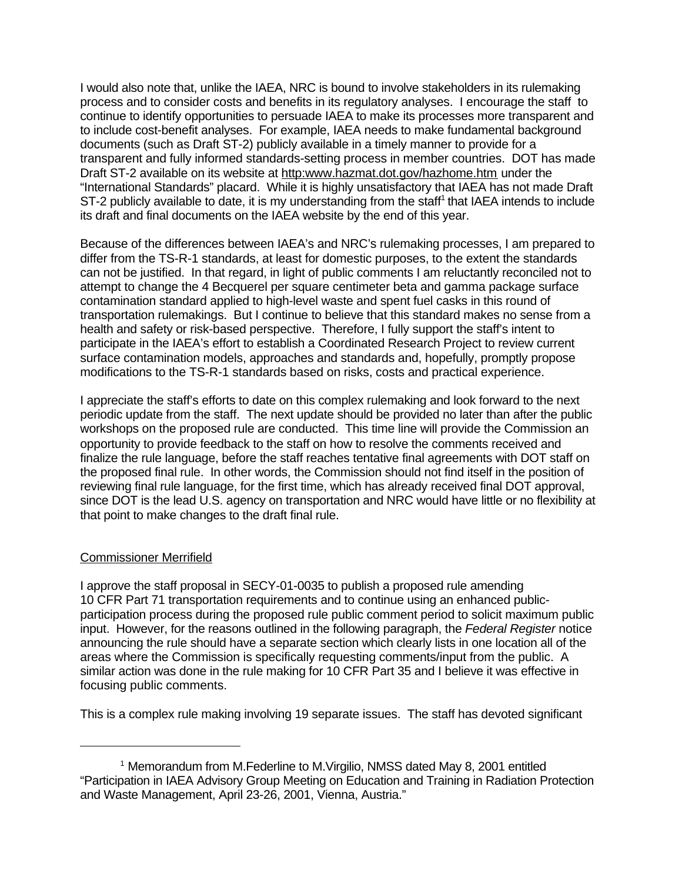I would also note that, unlike the IAEA, NRC is bound to involve stakeholders in its rulemaking process and to consider costs and benefits in its regulatory analyses. I encourage the staff to continue to identify opportunities to persuade IAEA to make its processes more transparent and to include cost-benefit analyses. For example, IAEA needs to make fundamental background documents (such as Draft ST-2) publicly available in a timely manner to provide for a transparent and fully informed standards-setting process in member countries. DOT has made Draft ST-2 available on its website at http:www.hazmat.dot.gov/hazhome.htm under the "International Standards" placard. While it is highly unsatisfactory that IAEA has not made Draft ST-2 publicly available to date, it is my understanding from the staff[1] that IAEA intends to include its draft and final documents on the IAEA website by the end of this year.

Because of the differences between IAEA's and NRC's rulemaking processes, I am prepared to differ from the TS-R-1 standards, at least for domestic purposes, to the extent the standards can not be justified. In that regard, in light of public comments I am reluctantly reconciled not to attempt to change the 4 Becquerel per square centimeter beta and gamma package surface contamination standard applied to high-level waste and spent fuel casks in this round of transportation rulemakings. But I continue to believe that this standard makes no sense from a health and safety or risk-based perspective. Therefore, I fully support the staff's intent to participate in the IAEA's effort to establish a Coordinated Research Project to review current surface contamination models, approaches and standards and, hopefully, promptly propose modifications to the TS-R-1 standards based on risks, costs and practical experience.

I appreciate the staff's efforts to date on this complex rulemaking and look forward to the next periodic update from the staff. The next update should be provided no later than after the public workshops on the proposed rule are conducted. This time line will provide the Commission an opportunity to provide feedback to the staff on how to resolve the comments received and finalize the rule language, before the staff reaches tentative final agreements with DOT staff on the proposed final rule. In other words, the Commission should not find itself in the position of reviewing final rule language, for the first time, which has already received final DOT approval, since DOT is the lead U.S. agency on transportation and NRC would have little or no flexibility at that point to make changes to the draft final rule.

Commissioner Merrifield

I approve the staff proposal in SECY-01-0035 to publish a proposed rule amending 10 CFR Part 71 transportation requirements and to continue using an enhanced public-participation process during the proposed rule public comment period to solicit maximum public input. However, for the reasons outlined in the following paragraph, the *Federal Register* notice announcing the rule should have a separate section which clearly lists in one location all of the areas where the Commission is specifically requesting comments/input from the public. A similar action was done in the rule making for 10 CFR Part 35 and I believe it was effective in focusing public comments.

This is a complex rule making involving 19 separate issues. The staff has devoted significant

---

[1] Memorandum from M.Federline to M.Virgilio, NMSS dated May 8, 2001 entitled "Participation in IAEA Advisory Group Meeting on Education and Training in Radiation Protection and Waste Management, April 23-26, 2001, Vienna, Austria."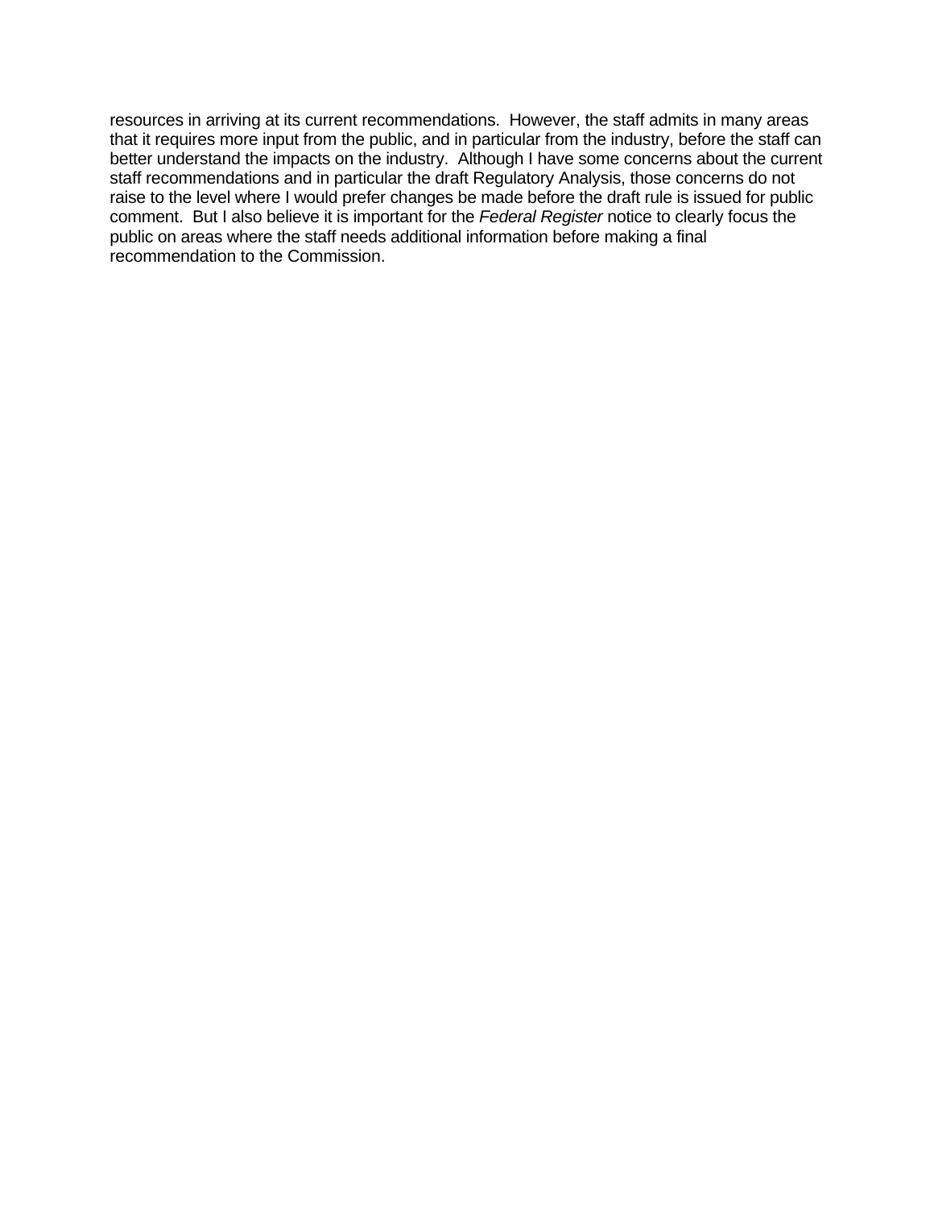resources in arriving at its current recommendations. However, the staff admits in many areas that it requires more input from the public, and in particular from the industry, before the staff can better understand the impacts on the industry. Although I have some concerns about the current staff recommendations and in particular the draft Regulatory Analysis, those concerns do not raise to the level where I would prefer changes be made before the draft rule is issued for public comment. But I also believe it is important for the *Federal Register* notice to clearly focus the public on areas where the staff needs additional information before making a final recommendation to the Commission.